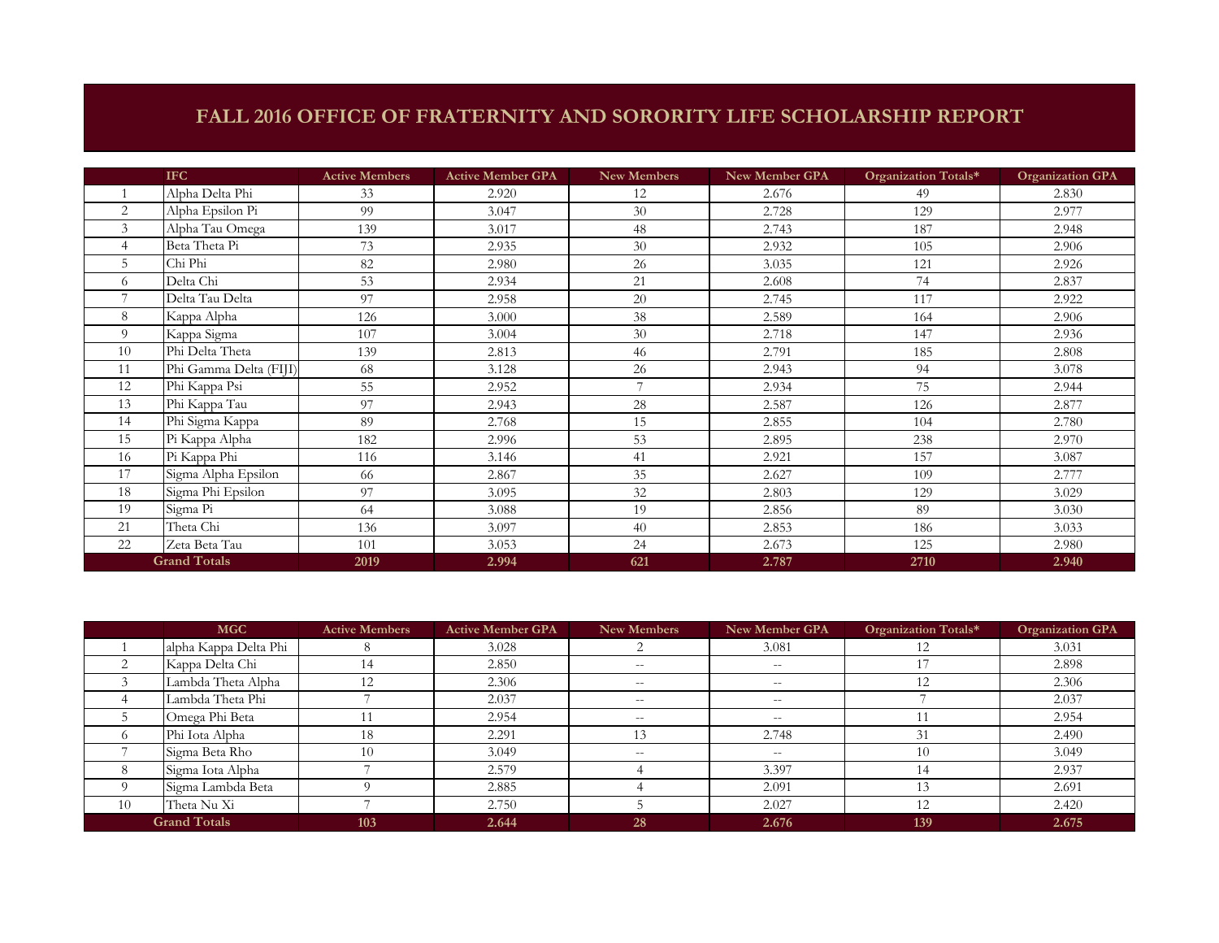# FALL 2016 OFFICE OF FRATERNITY AND SORORITY LIFE SCHOLARSHIP REPORT

| | IFC | Active Members | Active Member GPA | New Members | New Member GPA | Organization Totals* | Organization GPA |
|---|---|---|---|---|---|---|---|
| 1 | Alpha Delta Phi | 33 | 2.920 | 12 | 2.676 | 49 | 2.830 |
| 2 | Alpha Epsilon Pi | 99 | 3.047 | 30 | 2.728 | 129 | 2.977 |
| 3 | Alpha Tau Omega | 139 | 3.017 | 48 | 2.743 | 187 | 2.948 |
| 4 | Beta Theta Pi | 73 | 2.935 | 30 | 2.932 | 105 | 2.906 |
| 5 | Chi Phi | 82 | 2.980 | 26 | 3.035 | 121 | 2.926 |
| 6 | Delta Chi | 53 | 2.934 | 21 | 2.608 | 74 | 2.837 |
| 7 | Delta Tau Delta | 97 | 2.958 | 20 | 2.745 | 117 | 2.922 |
| 8 | Kappa Alpha | 126 | 3.000 | 38 | 2.589 | 164 | 2.906 |
| 9 | Kappa Sigma | 107 | 3.004 | 30 | 2.718 | 147 | 2.936 |
| 10 | Phi Delta Theta | 139 | 2.813 | 46 | 2.791 | 185 | 2.808 |
| 11 | Phi Gamma Delta (FIJI) | 68 | 3.128 | 26 | 2.943 | 94 | 3.078 |
| 12 | Phi Kappa Psi | 55 | 2.952 | 7 | 2.934 | 75 | 2.944 |
| 13 | Phi Kappa Tau | 97 | 2.943 | 28 | 2.587 | 126 | 2.877 |
| 14 | Phi Sigma Kappa | 89 | 2.768 | 15 | 2.855 | 104 | 2.780 |
| 15 | Pi Kappa Alpha | 182 | 2.996 | 53 | 2.895 | 238 | 2.970 |
| 16 | Pi Kappa Phi | 116 | 3.146 | 41 | 2.921 | 157 | 3.087 |
| 17 | Sigma Alpha Epsilon | 66 | 2.867 | 35 | 2.627 | 109 | 2.777 |
| 18 | Sigma Phi Epsilon | 97 | 3.095 | 32 | 2.803 | 129 | 3.029 |
| 19 | Sigma Pi | 64 | 3.088 | 19 | 2.856 | 89 | 3.030 |
| 21 | Theta Chi | 136 | 3.097 | 40 | 2.853 | 186 | 3.033 |
| 22 | Zeta Beta Tau | 101 | 3.053 | 24 | 2.673 | 125 | 2.980 |
| **Grand Totals** | | **2019** | **2.994** | **621** | **2.787** | **2710** | **2.940** |

| | MGC | Active Members | Active Member GPA | New Members | New Member GPA | Organization Totals* | Organization GPA |
|---|---|---|---|---|---|---|---|
| 1 | alpha Kappa Delta Phi | 8 | 3.028 | 2 | 3.081 | 12 | 3.031 |
| 2 | Kappa Delta Chi | 14 | 2.850 | -- | -- | 17 | 2.898 |
| 3 | Lambda Theta Alpha | 12 | 2.306 | -- | -- | 12 | 2.306 |
| 4 | Lambda Theta Phi | 7 | 2.037 | -- | -- | 7 | 2.037 |
| 5 | Omega Phi Beta | 11 | 2.954 | -- | -- | 11 | 2.954 |
| 6 | Phi Iota Alpha | 18 | 2.291 | 13 | 2.748 | 31 | 2.490 |
| 7 | Sigma Beta Rho | 10 | 3.049 | -- | -- | 10 | 3.049 |
| 8 | Sigma Iota Alpha | 7 | 2.579 | 4 | 3.397 | 14 | 2.937 |
| 9 | Sigma Lambda Beta | 9 | 2.885 | 4 | 2.091 | 13 | 2.691 |
| 10 | Theta Nu Xi | 7 | 2.750 | 5 | 2.027 | 12 | 2.420 |
| **Grand Totals** | | **103** | **2.644** | **28** | **2.676** | **139** | **2.675** |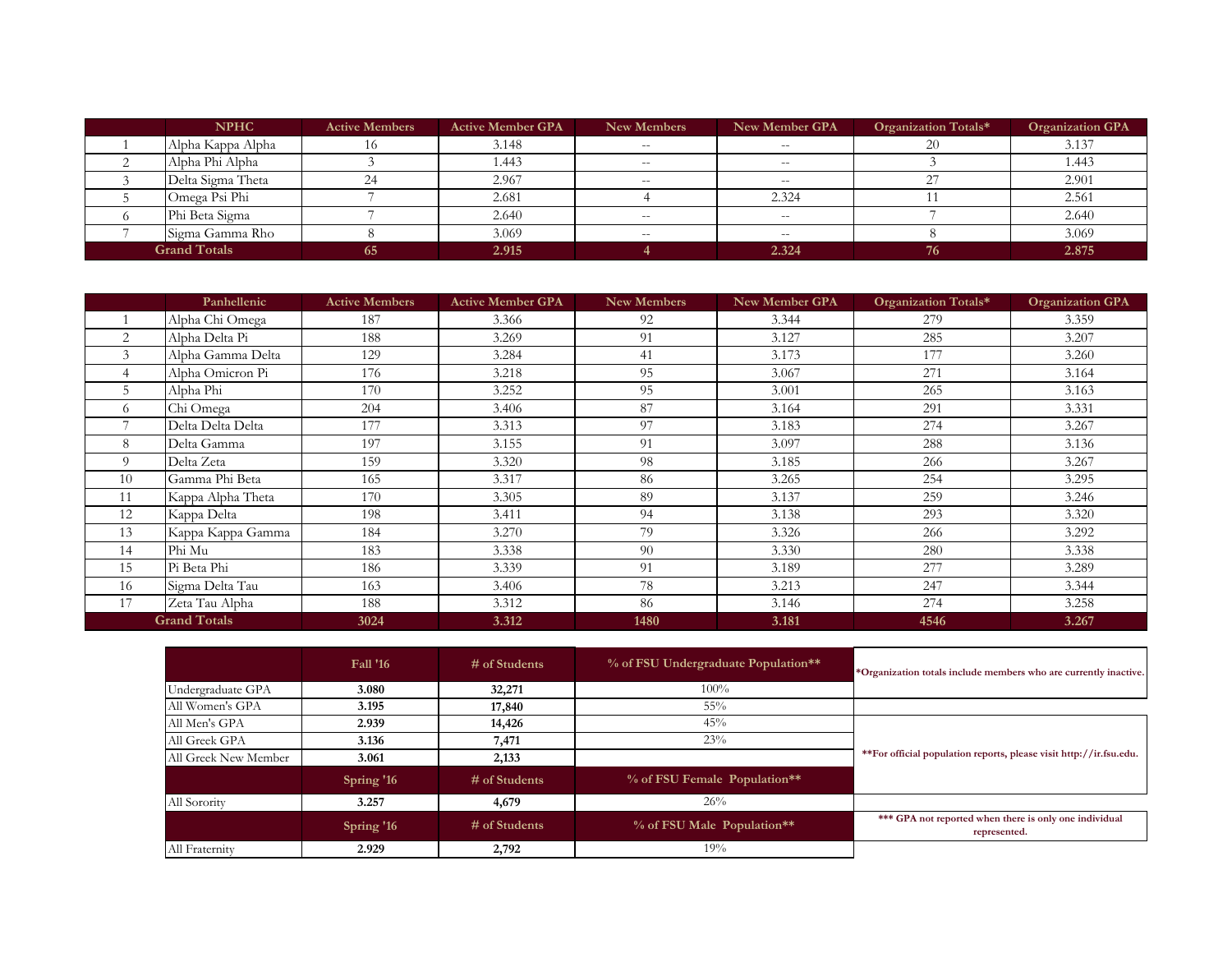| | NPHC | Active Members | Active Member GPA | New Members | New Member GPA | Organization Totals* | Organization GPA |
|---|---|---|---|---|---|---|---|
| 1 | Alpha Kappa Alpha | 16 | 3.148 | -- | -- | 20 | 3.137 |
| 2 | Alpha Phi Alpha | 3 | 1.443 | -- | -- | 3 | 1.443 |
| 3 | Delta Sigma Theta | 24 | 2.967 | -- | -- | 27 | 2.901 |
| 5 | Omega Psi Phi | 7 | 2.681 | 4 | 2.324 | 11 | 2.561 |
| 6 | Phi Beta Sigma | 7 | 2.640 | -- | -- | 7 | 2.640 |
| 7 | Sigma Gamma Rho | 8 | 3.069 | -- | -- | 8 | 3.069 |
| | **Grand Totals** | **65** | **2.915** | **4** | **2.324** | **76** | **2.875** |

| | Panhellenic | Active Members | Active Member GPA | New Members | New Member GPA | Organization Totals* | Organization GPA |
|---|---|---|---|---|---|---|---|
| 1 | Alpha Chi Omega | 187 | 3.366 | 92 | 3.344 | 279 | 3.359 |
| 2 | Alpha Delta Pi | 188 | 3.269 | 91 | 3.127 | 285 | 3.207 |
| 3 | Alpha Gamma Delta | 129 | 3.284 | 41 | 3.173 | 177 | 3.260 |
| 4 | Alpha Omicron Pi | 176 | 3.218 | 95 | 3.067 | 271 | 3.164 |
| 5 | Alpha Phi | 170 | 3.252 | 95 | 3.001 | 265 | 3.163 |
| 6 | Chi Omega | 204 | 3.406 | 87 | 3.164 | 291 | 3.331 |
| 7 | Delta Delta Delta | 177 | 3.313 | 97 | 3.183 | 274 | 3.267 |
| 8 | Delta Gamma | 197 | 3.155 | 91 | 3.097 | 288 | 3.136 |
| 9 | Delta Zeta | 159 | 3.320 | 98 | 3.185 | 266 | 3.267 |
| 10 | Gamma Phi Beta | 165 | 3.317 | 86 | 3.265 | 254 | 3.295 |
| 11 | Kappa Alpha Theta | 170 | 3.305 | 89 | 3.137 | 259 | 3.246 |
| 12 | Kappa Delta | 198 | 3.411 | 94 | 3.138 | 293 | 3.320 |
| 13 | Kappa Kappa Gamma | 184 | 3.270 | 79 | 3.326 | 266 | 3.292 |
| 14 | Phi Mu | 183 | 3.338 | 90 | 3.330 | 280 | 3.338 |
| 15 | Pi Beta Phi | 186 | 3.339 | 91 | 3.189 | 277 | 3.289 |
| 16 | Sigma Delta Tau | 163 | 3.406 | 78 | 3.213 | 247 | 3.344 |
| 17 | Zeta Tau Alpha | 188 | 3.312 | 86 | 3.146 | 274 | 3.258 |
| | **Grand Totals** | **3024** | **3.312** | **1480** | **3.181** | **4546** | **3.267** |

| | Fall '16 | # of Students | % of FSU Undergraduate Population** |
|---|---|---|---|
| Undergraduate GPA | **3.080** | **32,271** | 100% |
| All Women's GPA | **3.195** | **17,840** | 55% |
| All Men's GPA | **2.939** | **14,426** | 45% |
| All Greek GPA | **3.136** | **7,471** | 23% |
| All Greek New Member | **3.061** | **2,133** | |
| | **Spring '16** | **# of Students** | **% of FSU Female Population**** |
| All Sorority | **3.257** | **4,679** | 26% |
| | **Spring '16** | **# of Students** | **% of FSU Male Population**** |
| All Fraternity | **2.929** | **2,792** | 19% |

***Organization totals include members who are currently inactive.**

****For official population reports, please visit http://ir.fsu.edu.**

***** GPA not reported when there is only one individual represented.**